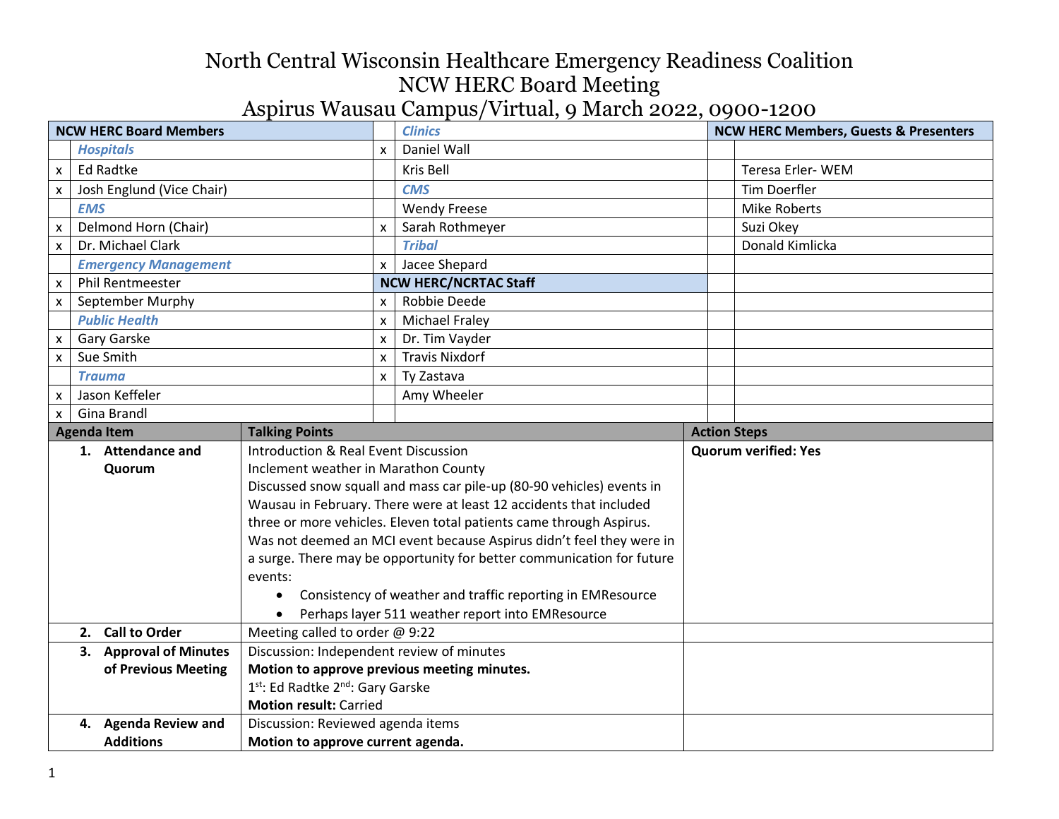# North Central Wisconsin Healthcare Emergency Readiness Coalition
## NCW HERC Board Meeting
## Aspirus Wausau Campus/Virtual, 9 March 2022, 0900-1200

| | NCW HERC Board Members | | Clinics | | NCW HERC Members, Guests & Presenters |
|---|---|---|---|---|---|
| | ***Hospitals*** | x | Daniel Wall | | |
| x | Ed Radtke | | Kris Bell | | Teresa Erler- WEM |
| x | Josh Englund (Vice Chair) | | ***CMS*** | | Tim Doerfler |
| | ***EMS*** | | Wendy Freese | | Mike Roberts |
| x | Delmond Horn (Chair) | x | Sarah Rothmeyer | | Suzi Okey |
| x | Dr. Michael Clark | | ***Tribal*** | | Donald Kimlicka |
| | ***Emergency Management*** | x | Jacee Shepard | | |
| x | Phil Rentmeester | | **NCW HERC/NCRTAC Staff** | | |
| x | September Murphy | x | Robbie Deede | | |
| | ***Public Health*** | x | Michael Fraley | | |
| x | Gary Garske | x | Dr. Tim Vayder | | |
| x | Sue Smith | x | Travis Nixdorf | | |
| | ***Trauma*** | x | Ty Zastava | | |
| x | Jason Keffeler | | Amy Wheeler | | |
| x | Gina Brandl | | | | |

| Agenda Item | Talking Points | Action Steps |
|---|---|---|
| **1. Attendance and Quorum** | Introduction & Real Event Discussion<br>Inclement weather in Marathon County<br>Discussed snow squall and mass car pile-up (80-90 vehicles) events in Wausau in February. There were at least 12 accidents that included three or more vehicles. Eleven total patients came through Aspirus. Was not deemed an MCI event because Aspirus didn't feel they were in a surge. There may be opportunity for better communication for future events:<br>• Consistency of weather and traffic reporting in EMResource<br>• Perhaps layer 511 weather report into EMResource | **Quorum verified: Yes** |
| **2. Call to Order** | Meeting called to order @ 9:22 | |
| **3. Approval of Minutes of Previous Meeting** | Discussion: Independent review of minutes<br>**Motion to approve previous meeting minutes.**<br>1st: Ed Radtke 2nd: Gary Garske<br>**Motion result:** Carried | |
| **4. Agenda Review and Additions** | Discussion: Reviewed agenda items<br>**Motion to approve current agenda.** | |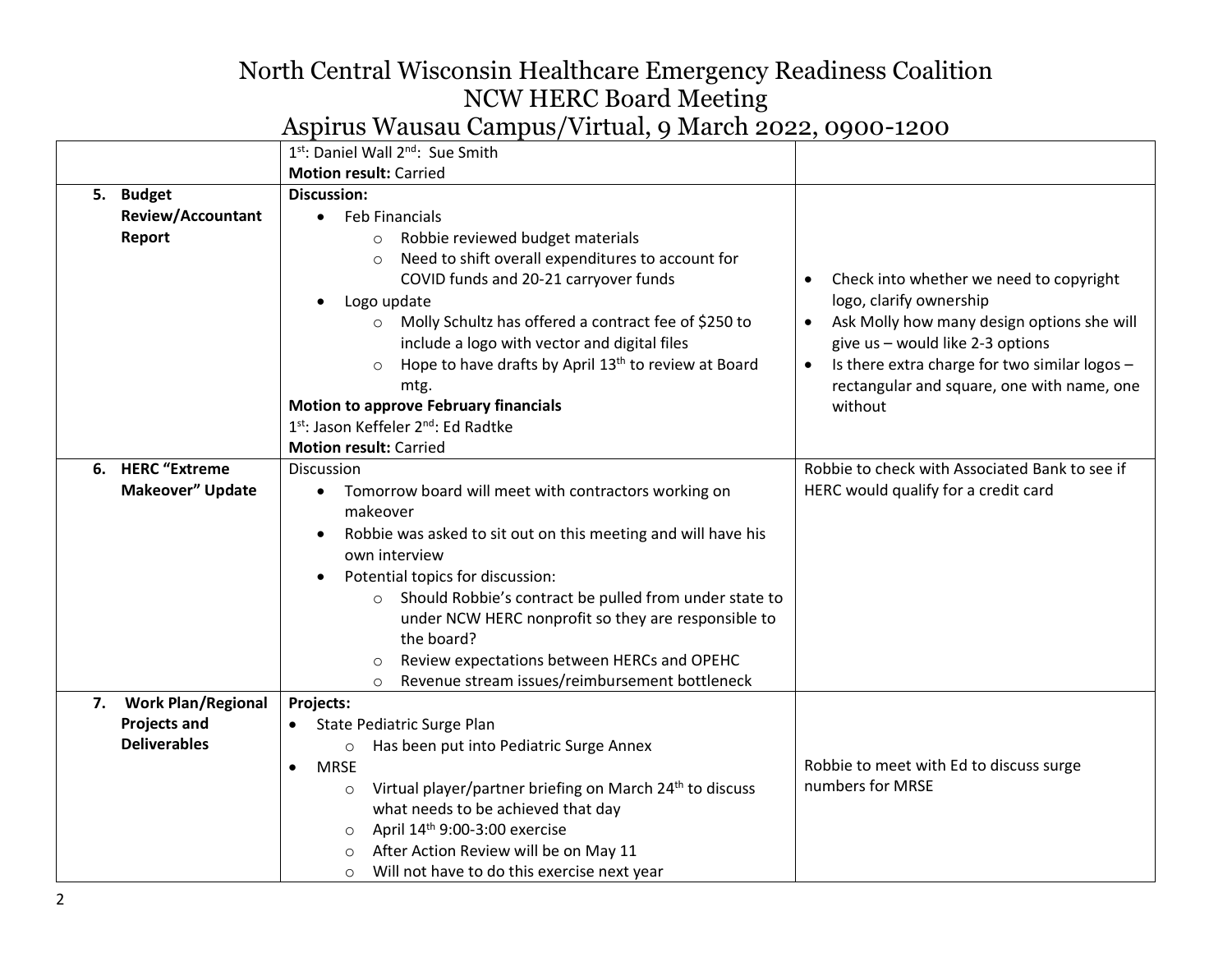# North Central Wisconsin Healthcare Emergency Readiness Coalition
## NCW HERC Board Meeting
## Aspirus Wausau Campus/Virtual, 9 March 2022, 0900-1200

| | | |
|---|---|---|
| | 1st: Daniel Wall 2nd: Sue Smith<br>**Motion result:** Carried | |
| **5. Budget Review/Accountant Report** | **Discussion:**<br>• Feb Financials<br>  ○ Robbie reviewed budget materials<br>  ○ Need to shift overall expenditures to account for COVID funds and 20-21 carryover funds<br>• Logo update<br>  ○ Molly Schultz has offered a contract fee of $250 to include a logo with vector and digital files<br>  ○ Hope to have drafts by April 13th to review at Board mtg.<br>**Motion to approve February financials**<br>1st: Jason Keffeler 2nd: Ed Radtke<br>**Motion result:** Carried | • Check into whether we need to copyright logo, clarify ownership<br>• Ask Molly how many design options she will give us – would like 2-3 options<br>• Is there extra charge for two similar logos – rectangular and square, one with name, one without |
| **6. HERC "Extreme Makeover" Update** | Discussion<br>• Tomorrow board will meet with contractors working on makeover<br>• Robbie was asked to sit out on this meeting and will have his own interview<br>• Potential topics for discussion:<br>  ○ Should Robbie's contract be pulled from under state to under NCW HERC nonprofit so they are responsible to the board?<br>  ○ Review expectations between HERCs and OPEHC<br>  ○ Revenue stream issues/reimbursement bottleneck | Robbie to check with Associated Bank to see if HERC would qualify for a credit card |
| **7. Work Plan/Regional Projects and Deliverables** | **Projects:**<br>• State Pediatric Surge Plan<br>  ○ Has been put into Pediatric Surge Annex<br>• MRSE<br>  ○ Virtual player/partner briefing on March 24th to discuss what needs to be achieved that day<br>  ○ April 14th 9:00-3:00 exercise<br>  ○ After Action Review will be on May 11<br>  ○ Will not have to do this exercise next year | Robbie to meet with Ed to discuss surge numbers for MRSE |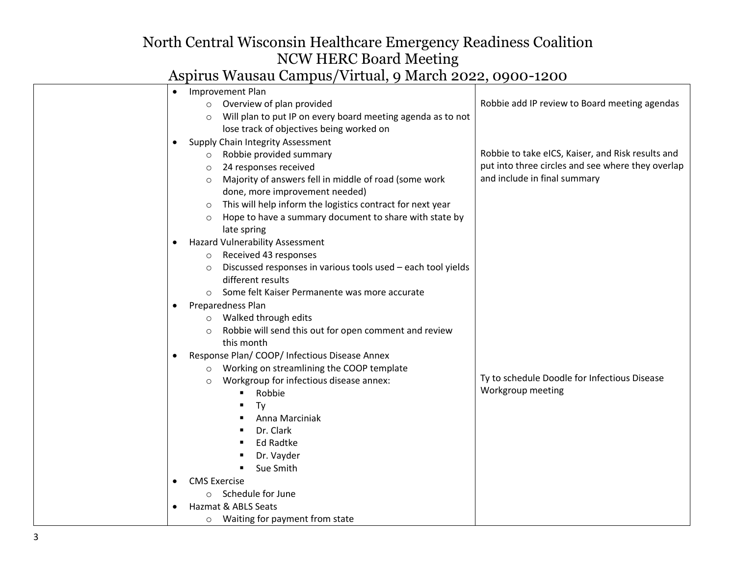# North Central Wisconsin Healthcare Emergency Readiness Coalition
## NCW HERC Board Meeting
## Aspirus Wausau Campus/Virtual, 9 March 2022, 0900-1200

| | | |
|---|---|---|
| | <ul><li>Improvement Plan<ul><li>Overview of plan provided</li><li>Will plan to put IP on every board meeting agenda as to not lose track of objectives being worked on</li></ul></li><li>Supply Chain Integrity Assessment<ul><li>Robbie provided summary</li><li>24 responses received</li><li>Majority of answers fell in middle of road (some work done, more improvement needed)</li><li>This will help inform the logistics contract for next year</li><li>Hope to have a summary document to share with state by late spring</li></ul></li><li>Hazard Vulnerability Assessment<ul><li>Received 43 responses</li><li>Discussed responses in various tools used – each tool yields different results</li><li>Some felt Kaiser Permanente was more accurate</li></ul></li><li>Preparedness Plan<ul><li>Walked through edits</li><li>Robbie will send this out for open comment and review this month</li></ul></li><li>Response Plan/ COOP/ Infectious Disease Annex<ul><li>Working on streamlining the COOP template</li><li>Workgroup for infectious disease annex:<ul><li>Robbie</li><li>Ty</li><li>Anna Marciniak</li><li>Dr. Clark</li><li>Ed Radtke</li><li>Dr. Vayder</li><li>Sue Smith</li></ul></li></ul></li><li>CMS Exercise<ul><li>Schedule for June</li></ul></li><li>Hazmat & ABLS Seats<ul><li>Waiting for payment from state</li></ul></li></ul> | Robbie add IP review to Board meeting agendas<br><br>Robbie to take eICS, Kaiser, and Risk results and put into three circles and see where they overlap and include in final summary<br><br>Ty to schedule Doodle for Infectious Disease Workgroup meeting |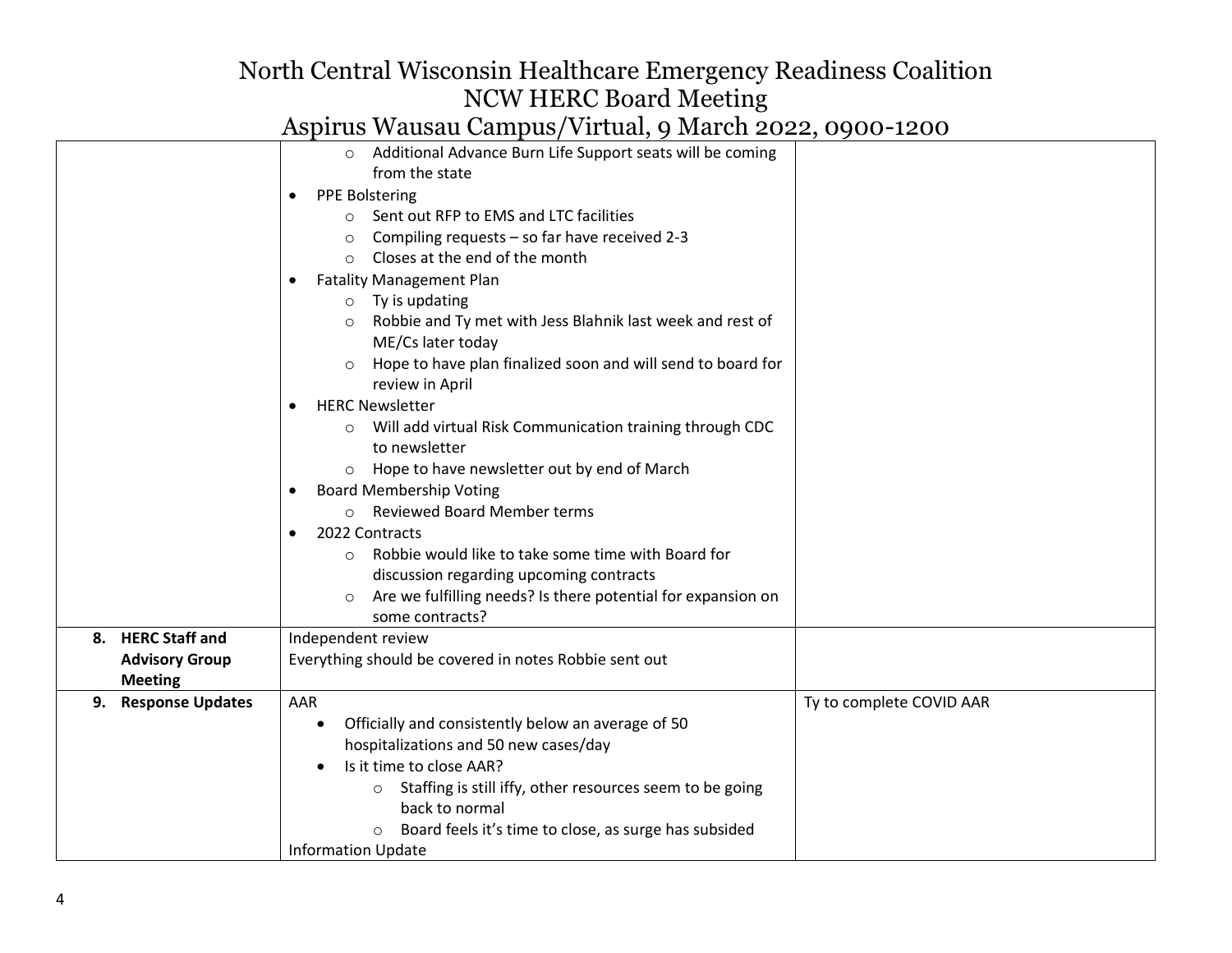| | | |
|---|---|---|
| | ◦ Additional Advance Burn Life Support seats will be coming from the state<br>• PPE Bolstering<br>◦ Sent out RFP to EMS and LTC facilities<br>◦ Compiling requests – so far have received 2-3<br>◦ Closes at the end of the month<br>• Fatality Management Plan<br>◦ Ty is updating<br>◦ Robbie and Ty met with Jess Blahnik last week and rest of ME/Cs later today<br>◦ Hope to have plan finalized soon and will send to board for review in April<br>• HERC Newsletter<br>◦ Will add virtual Risk Communication training through CDC to newsletter<br>◦ Hope to have newsletter out by end of March<br>• Board Membership Voting<br>◦ Reviewed Board Member terms<br>• 2022 Contracts<br>◦ Robbie would like to take some time with Board for discussion regarding upcoming contracts<br>◦ Are we fulfilling needs? Is there potential for expansion on some contracts? | |
| **8. HERC Staff and Advisory Group Meeting** | Independent review<br>Everything should be covered in notes Robbie sent out | |
| **9. Response Updates** | AAR<br>• Officially and consistently below an average of 50 hospitalizations and 50 new cases/day<br>• Is it time to close AAR?<br>◦ Staffing is still iffy, other resources seem to be going back to normal<br>◦ Board feels it's time to close, as surge has subsided<br>Information Update | Ty to complete COVID AAR |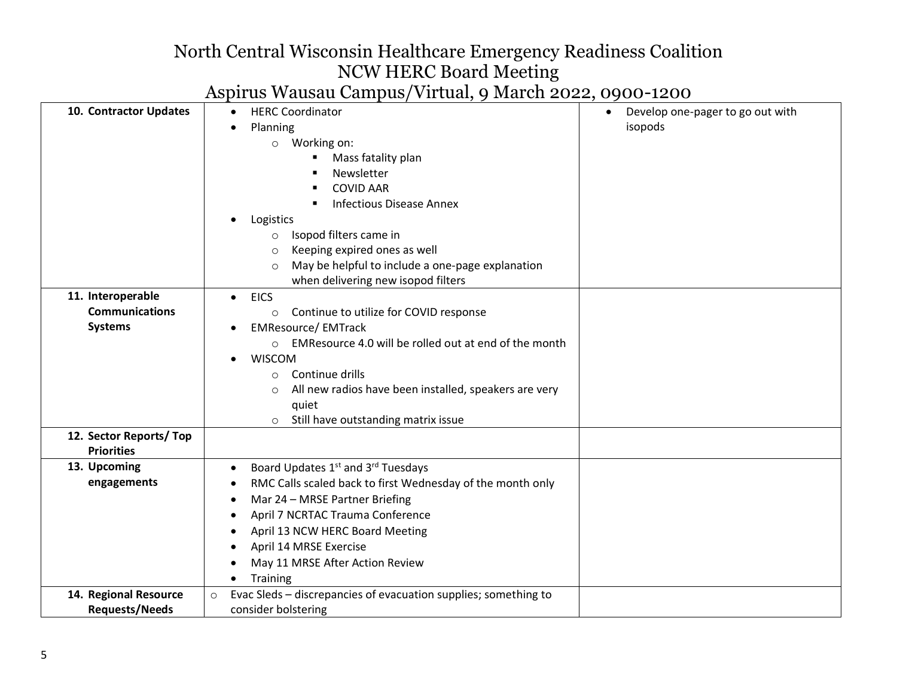# North Central Wisconsin Healthcare Emergency Readiness Coalition
## NCW HERC Board Meeting
### Aspirus Wausau Campus/Virtual, 9 March 2022, 0900-1200

| | | |
|---|---|---|
| **10. Contractor Updates** | • HERC Coordinator<br>• Planning<br>&nbsp;&nbsp;&nbsp;&nbsp;○ Working on:<br>&nbsp;&nbsp;&nbsp;&nbsp;&nbsp;&nbsp;&nbsp;&nbsp;▪ Mass fatality plan<br>&nbsp;&nbsp;&nbsp;&nbsp;&nbsp;&nbsp;&nbsp;&nbsp;▪ Newsletter<br>&nbsp;&nbsp;&nbsp;&nbsp;&nbsp;&nbsp;&nbsp;&nbsp;▪ COVID AAR<br>&nbsp;&nbsp;&nbsp;&nbsp;&nbsp;&nbsp;&nbsp;&nbsp;▪ Infectious Disease Annex<br>• Logistics<br>&nbsp;&nbsp;&nbsp;&nbsp;○ Isopod filters came in<br>&nbsp;&nbsp;&nbsp;&nbsp;○ Keeping expired ones as well<br>&nbsp;&nbsp;&nbsp;&nbsp;○ May be helpful to include a one-page explanation when delivering new isopod filters | • Develop one-pager to go out with isopods |
| **11. Interoperable Communications Systems** | • EICS<br>&nbsp;&nbsp;&nbsp;&nbsp;○ Continue to utilize for COVID response<br>• EMResource/ EMTrack<br>&nbsp;&nbsp;&nbsp;&nbsp;○ EMResource 4.0 will be rolled out at end of the month<br>• WISCOM<br>&nbsp;&nbsp;&nbsp;&nbsp;○ Continue drills<br>&nbsp;&nbsp;&nbsp;&nbsp;○ All new radios have been installed, speakers are very quiet<br>&nbsp;&nbsp;&nbsp;&nbsp;○ Still have outstanding matrix issue | |
| **12. Sector Reports/ Top Priorities** | | |
| **13. Upcoming engagements** | • Board Updates 1st and 3rd Tuesdays<br>• RMC Calls scaled back to first Wednesday of the month only<br>• Mar 24 – MRSE Partner Briefing<br>• April 7 NCRTAC Trauma Conference<br>• April 13 NCW HERC Board Meeting<br>• April 14 MRSE Exercise<br>• May 11 MRSE After Action Review<br>• Training | |
| **14. Regional Resource Requests/Needs** | ○ Evac Sleds – discrepancies of evacuation supplies; something to consider bolstering | |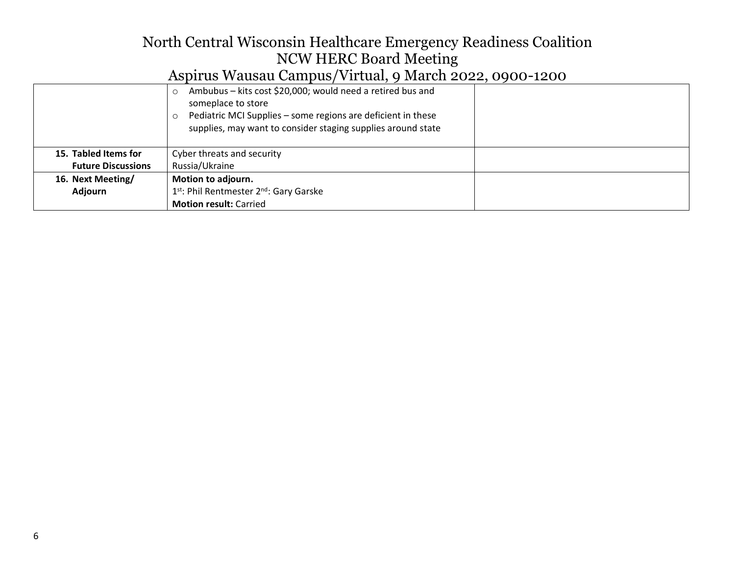| | | |
|---|---|---|
| | ◦ Ambubus – kits cost $20,000; would need a retired bus and someplace to store<br>◦ Pediatric MCI Supplies – some regions are deficient in these supplies, may want to consider staging supplies around state | |
| **15. Tabled Items for Future Discussions** | Cyber threats and security<br>Russia/Ukraine | |
| **16. Next Meeting/ Adjourn** | **Motion to adjourn.**<br>1st: Phil Rentmester 2nd: Gary Garske<br>**Motion result:** Carried | |